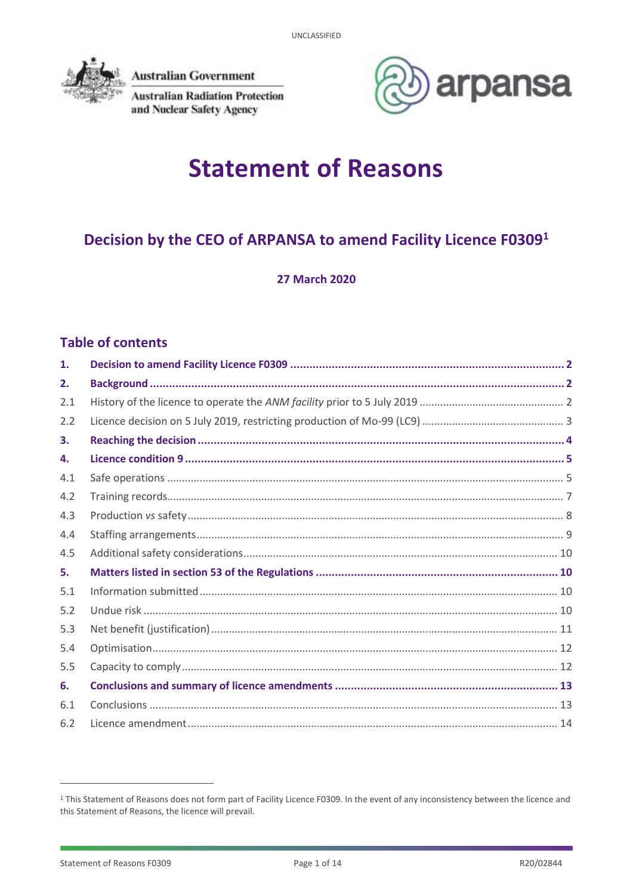UNCLASSIFIED

Australian Government
Australian Radiation Protection and Nuclear Safety Agency

arpansa

# Statement of Reasons

## Decision by the CEO of ARPANSA to amend Facility Licence F0309[1]

**27 March 2020**

## Table of contents

| | | |
|---|---|---|
| **1.** | **Decision to amend Facility Licence F0309** | **2** |
| **2.** | **Background** | **2** |
| 2.1 | History of the licence to operate the *ANM facility* prior to 5 July 2019 | 2 |
| 2.2 | Licence decision on 5 July 2019, restricting production of Mo-99 (LC9) | 3 |
| **3.** | **Reaching the decision** | **4** |
| **4.** | **Licence condition 9** | **5** |
| 4.1 | Safe operations | 5 |
| 4.2 | Training records | 7 |
| 4.3 | Production *vs* safety | 8 |
| 4.4 | Staffing arrangements | 9 |
| 4.5 | Additional safety considerations | 10 |
| **5.** | **Matters listed in section 53 of the Regulations** | **10** |
| 5.1 | Information submitted | 10 |
| 5.2 | Undue risk | 10 |
| 5.3 | Net benefit (justification) | 11 |
| 5.4 | Optimisation | 12 |
| 5.5 | Capacity to comply | 12 |
| **6.** | **Conclusions and summary of licence amendments** | **13** |
| 6.1 | Conclusions | 13 |
| 6.2 | Licence amendment | 14 |

[1] This Statement of Reasons does not form part of Facility Licence F0309. In the event of any inconsistency between the licence and this Statement of Reasons, the licence will prevail.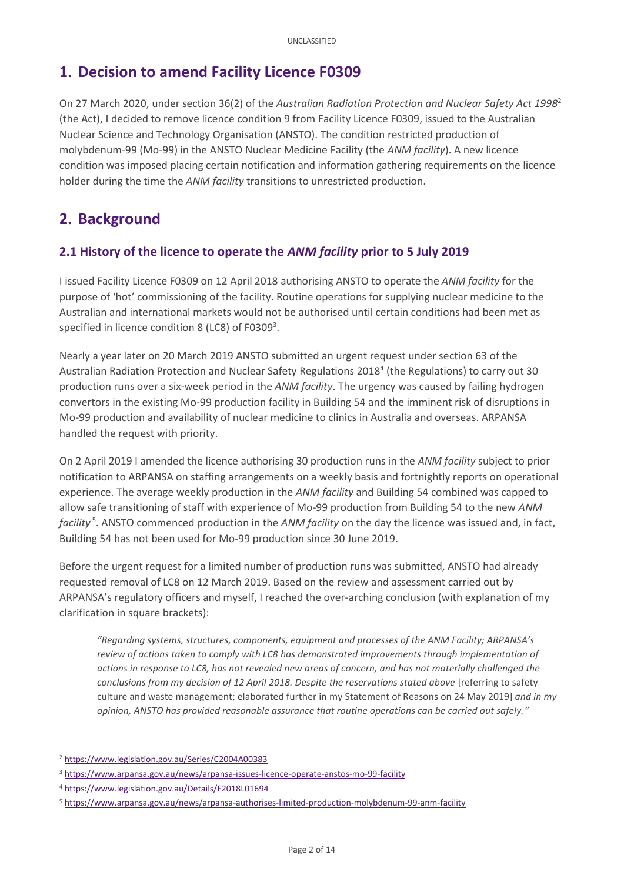## 1. Decision to amend Facility Licence F0309

On 27 March 2020, under section 36(2) of the *Australian Radiation Protection and Nuclear Safety Act 1998*[2] (the Act), I decided to remove licence condition 9 from Facility Licence F0309, issued to the Australian Nuclear Science and Technology Organisation (ANSTO). The condition restricted production of molybdenum-99 (Mo-99) in the ANSTO Nuclear Medicine Facility (the *ANM facility*). A new licence condition was imposed placing certain notification and information gathering requirements on the licence holder during the time the *ANM facility* transitions to unrestricted production.

## 2. Background

### 2.1 History of the licence to operate the *ANM facility* prior to 5 July 2019

I issued Facility Licence F0309 on 12 April 2018 authorising ANSTO to operate the *ANM facility* for the purpose of 'hot' commissioning of the facility. Routine operations for supplying nuclear medicine to the Australian and international markets would not be authorised until certain conditions had been met as specified in licence condition 8 (LC8) of F0309[3].

Nearly a year later on 20 March 2019 ANSTO submitted an urgent request under section 63 of the Australian Radiation Protection and Nuclear Safety Regulations 2018[4] (the Regulations) to carry out 30 production runs over a six-week period in the *ANM facility*. The urgency was caused by failing hydrogen convertors in the existing Mo-99 production facility in Building 54 and the imminent risk of disruptions in Mo-99 production and availability of nuclear medicine to clinics in Australia and overseas. ARPANSA handled the request with priority.

On 2 April 2019 I amended the licence authorising 30 production runs in the *ANM facility* subject to prior notification to ARPANSA on staffing arrangements on a weekly basis and fortnightly reports on operational experience. The average weekly production in the *ANM facility* and Building 54 combined was capped to allow safe transitioning of staff with experience of Mo-99 production from Building 54 to the new *ANM facility*[5]. ANSTO commenced production in the *ANM facility* on the day the licence was issued and, in fact, Building 54 has not been used for Mo-99 production since 30 June 2019.

Before the urgent request for a limited number of production runs was submitted, ANSTO had already requested removal of LC8 on 12 March 2019. Based on the review and assessment carried out by ARPANSA's regulatory officers and myself, I reached the over-arching conclusion (with explanation of my clarification in square brackets):

> *"Regarding systems, structures, components, equipment and processes of the ANM Facility; ARPANSA's review of actions taken to comply with LC8 has demonstrated improvements through implementation of actions in response to LC8, has not revealed new areas of concern, and has not materially challenged the conclusions from my decision of 12 April 2018. Despite the reservations stated above* [referring to safety culture and waste management; elaborated further in my Statement of Reasons on 24 May 2019] *and in my opinion, ANSTO has provided reasonable assurance that routine operations can be carried out safely."*

---

[2] https://www.legislation.gov.au/Series/C2004A00383

[3] https://www.arpansa.gov.au/news/arpansa-issues-licence-operate-anstos-mo-99-facility

[4] https://www.legislation.gov.au/Details/F2018L01694

[5] https://www.arpansa.gov.au/news/arpansa-authorises-limited-production-molybdenum-99-anm-facility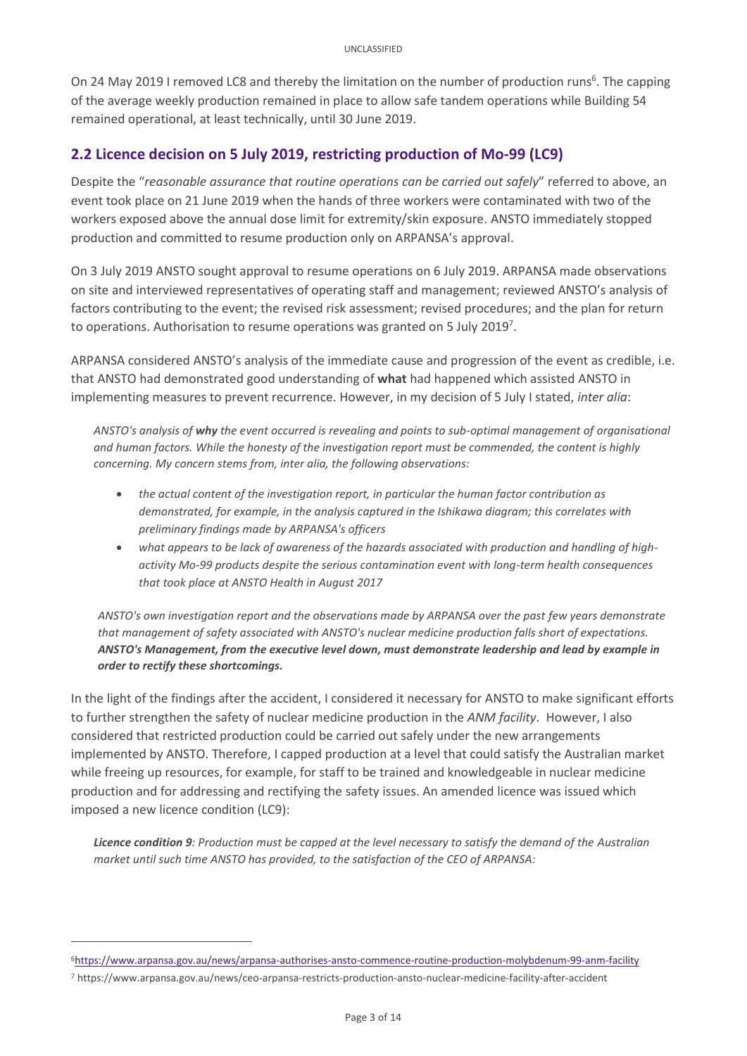On 24 May 2019 I removed LC8 and thereby the limitation on the number of production runs[6]. The capping of the average weekly production remained in place to allow safe tandem operations while Building 54 remained operational, at least technically, until 30 June 2019.

## 2.2 Licence decision on 5 July 2019, restricting production of Mo-99 (LC9)

Despite the "*reasonable assurance that routine operations can be carried out safely*" referred to above, an event took place on 21 June 2019 when the hands of three workers were contaminated with two of the workers exposed above the annual dose limit for extremity/skin exposure. ANSTO immediately stopped production and committed to resume production only on ARPANSA's approval.

On 3 July 2019 ANSTO sought approval to resume operations on 6 July 2019. ARPANSA made observations on site and interviewed representatives of operating staff and management; reviewed ANSTO's analysis of factors contributing to the event; the revised risk assessment; revised procedures; and the plan for return to operations. Authorisation to resume operations was granted on 5 July 2019[7].

ARPANSA considered ANSTO's analysis of the immediate cause and progression of the event as credible, i.e. that ANSTO had demonstrated good understanding of **what** had happened which assisted ANSTO in implementing measures to prevent recurrence. However, in my decision of 5 July I stated, *inter alia*:

> *ANSTO's analysis of **why** the event occurred is revealing and points to sub-optimal management of organisational and human factors. While the honesty of the investigation report must be commended, the content is highly concerning. My concern stems from, inter alia, the following observations:*
>
> - *the actual content of the investigation report, in particular the human factor contribution as demonstrated, for example, in the analysis captured in the Ishikawa diagram; this correlates with preliminary findings made by ARPANSA's officers*
> - *what appears to be lack of awareness of the hazards associated with production and handling of high-activity Mo-99 products despite the serious contamination event with long-term health consequences that took place at ANSTO Health in August 2017*
>
> *ANSTO's own investigation report and the observations made by ARPANSA over the past few years demonstrate that management of safety associated with ANSTO's nuclear medicine production falls short of expectations.* ***ANSTO's Management, from the executive level down, must demonstrate leadership and lead by example in order to rectify these shortcomings.***

In the light of the findings after the accident, I considered it necessary for ANSTO to make significant efforts to further strengthen the safety of nuclear medicine production in the *ANM facility*. However, I also considered that restricted production could be carried out safely under the new arrangements implemented by ANSTO. Therefore, I capped production at a level that could satisfy the Australian market while freeing up resources, for example, for staff to be trained and knowledgeable in nuclear medicine production and for addressing and rectifying the safety issues. An amended licence was issued which imposed a new licence condition (LC9):

> ***Licence condition 9****: Production must be capped at the level necessary to satisfy the demand of the Australian market until such time ANSTO has provided, to the satisfaction of the CEO of ARPANSA:*

---

[6] https://www.arpansa.gov.au/news/arpansa-authorises-ansto-commence-routine-production-molybdenum-99-anm-facility

[7] https://www.arpansa.gov.au/news/ceo-arpansa-restricts-production-ansto-nuclear-medicine-facility-after-accident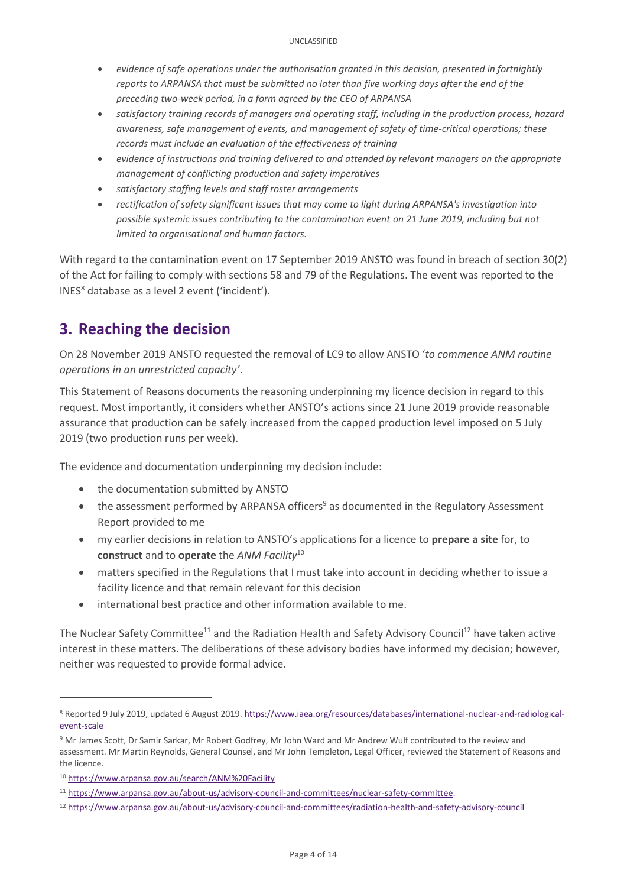- *evidence of safe operations under the authorisation granted in this decision, presented in fortnightly reports to ARPANSA that must be submitted no later than five working days after the end of the preceding two-week period, in a form agreed by the CEO of ARPANSA*
- *satisfactory training records of managers and operating staff, including in the production process, hazard awareness, safe management of events, and management of safety of time-critical operations; these records must include an evaluation of the effectiveness of training*
- *evidence of instructions and training delivered to and attended by relevant managers on the appropriate management of conflicting production and safety imperatives*
- *satisfactory staffing levels and staff roster arrangements*
- *rectification of safety significant issues that may come to light during ARPANSA's investigation into possible systemic issues contributing to the contamination event on 21 June 2019, including but not limited to organisational and human factors.*

With regard to the contamination event on 17 September 2019 ANSTO was found in breach of section 30(2) of the Act for failing to comply with sections 58 and 79 of the Regulations. The event was reported to the INES[8] database as a level 2 event ('incident').

## 3. Reaching the decision

On 28 November 2019 ANSTO requested the removal of LC9 to allow ANSTO '*to commence ANM routine operations in an unrestricted capacity'*.

This Statement of Reasons documents the reasoning underpinning my licence decision in regard to this request. Most importantly, it considers whether ANSTO's actions since 21 June 2019 provide reasonable assurance that production can be safely increased from the capped production level imposed on 5 July 2019 (two production runs per week).

The evidence and documentation underpinning my decision include:

- the documentation submitted by ANSTO
- the assessment performed by ARPANSA officers[9] as documented in the Regulatory Assessment Report provided to me
- my earlier decisions in relation to ANSTO's applications for a licence to **prepare a site** for, to **construct** and to **operate** the *ANM Facility*[10]
- matters specified in the Regulations that I must take into account in deciding whether to issue a facility licence and that remain relevant for this decision
- international best practice and other information available to me.

The Nuclear Safety Committee[11] and the Radiation Health and Safety Advisory Council[12] have taken active interest in these matters. The deliberations of these advisory bodies have informed my decision; however, neither was requested to provide formal advice.

---

[8] Reported 9 July 2019, updated 6 August 2019. https://www.iaea.org/resources/databases/international-nuclear-and-radiological-event-scale

[9] Mr James Scott, Dr Samir Sarkar, Mr Robert Godfrey, Mr John Ward and Mr Andrew Wulf contributed to the review and assessment. Mr Martin Reynolds, General Counsel, and Mr John Templeton, Legal Officer, reviewed the Statement of Reasons and the licence.

[10] https://www.arpansa.gov.au/search/ANM%20Facility

[11] https://www.arpansa.gov.au/about-us/advisory-council-and-committees/nuclear-safety-committee.

[12] https://www.arpansa.gov.au/about-us/advisory-council-and-committees/radiation-health-and-safety-advisory-council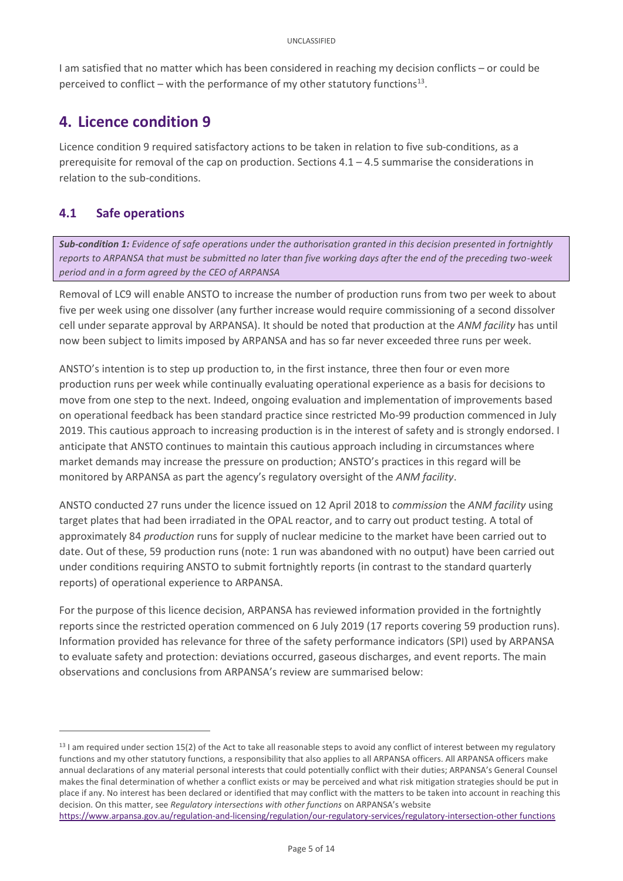I am satisfied that no matter which has been considered in reaching my decision conflicts – or could be perceived to conflict – with the performance of my other statutory functions[13].

# 4. Licence condition 9

Licence condition 9 required satisfactory actions to be taken in relation to five sub-conditions, as a prerequisite for removal of the cap on production. Sections 4.1 – 4.5 summarise the considerations in relation to the sub-conditions.

## 4.1 Safe operations

> ***Sub-condition 1:*** *Evidence of safe operations under the authorisation granted in this decision presented in fortnightly reports to ARPANSA that must be submitted no later than five working days after the end of the preceding two-week period and in a form agreed by the CEO of ARPANSA*

Removal of LC9 will enable ANSTO to increase the number of production runs from two per week to about five per week using one dissolver (any further increase would require commissioning of a second dissolver cell under separate approval by ARPANSA). It should be noted that production at the *ANM facility* has until now been subject to limits imposed by ARPANSA and has so far never exceeded three runs per week.

ANSTO's intention is to step up production to, in the first instance, three then four or even more production runs per week while continually evaluating operational experience as a basis for decisions to move from one step to the next. Indeed, ongoing evaluation and implementation of improvements based on operational feedback has been standard practice since restricted Mo-99 production commenced in July 2019. This cautious approach to increasing production is in the interest of safety and is strongly endorsed. I anticipate that ANSTO continues to maintain this cautious approach including in circumstances where market demands may increase the pressure on production; ANSTO's practices in this regard will be monitored by ARPANSA as part the agency's regulatory oversight of the *ANM facility*.

ANSTO conducted 27 runs under the licence issued on 12 April 2018 to *commission* the *ANM facility* using target plates that had been irradiated in the OPAL reactor, and to carry out product testing. A total of approximately 84 *production* runs for supply of nuclear medicine to the market have been carried out to date. Out of these, 59 production runs (note: 1 run was abandoned with no output) have been carried out under conditions requiring ANSTO to submit fortnightly reports (in contrast to the standard quarterly reports) of operational experience to ARPANSA.

For the purpose of this licence decision, ARPANSA has reviewed information provided in the fortnightly reports since the restricted operation commenced on 6 July 2019 (17 reports covering 59 production runs). Information provided has relevance for three of the safety performance indicators (SPI) used by ARPANSA to evaluate safety and protection: deviations occurred, gaseous discharges, and event reports. The main observations and conclusions from ARPANSA's review are summarised below:

---

[13] I am required under section 15(2) of the Act to take all reasonable steps to avoid any conflict of interest between my regulatory functions and my other statutory functions, a responsibility that also applies to all ARPANSA officers. All ARPANSA officers make annual declarations of any material personal interests that could potentially conflict with their duties; ARPANSA's General Counsel makes the final determination of whether a conflict exists or may be perceived and what risk mitigation strategies should be put in place if any. No interest has been declared or identified that may conflict with the matters to be taken into account in reaching this decision. On this matter, see *Regulatory intersections with other functions* on ARPANSA's website https://www.arpansa.gov.au/regulation-and-licensing/regulation/our-regulatory-services/regulatory-intersection-other functions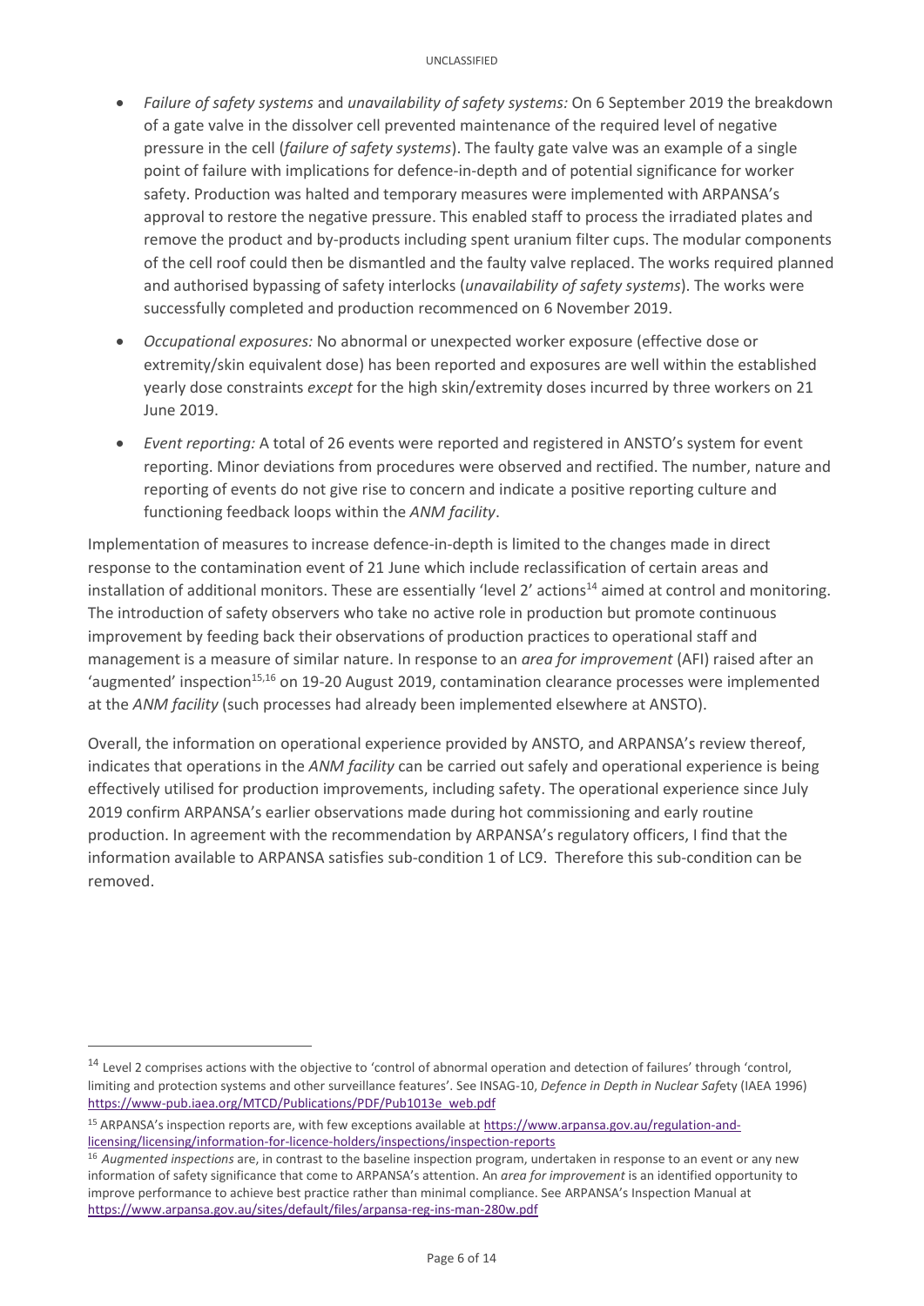- *Failure of safety systems* and *unavailability of safety systems:* On 6 September 2019 the breakdown of a gate valve in the dissolver cell prevented maintenance of the required level of negative pressure in the cell (*failure of safety systems*). The faulty gate valve was an example of a single point of failure with implications for defence-in-depth and of potential significance for worker safety. Production was halted and temporary measures were implemented with ARPANSA's approval to restore the negative pressure. This enabled staff to process the irradiated plates and remove the product and by-products including spent uranium filter cups. The modular components of the cell roof could then be dismantled and the faulty valve replaced. The works required planned and authorised bypassing of safety interlocks (*unavailability of safety systems*). The works were successfully completed and production recommenced on 6 November 2019.
- *Occupational exposures:* No abnormal or unexpected worker exposure (effective dose or extremity/skin equivalent dose) has been reported and exposures are well within the established yearly dose constraints *except* for the high skin/extremity doses incurred by three workers on 21 June 2019.
- *Event reporting:* A total of 26 events were reported and registered in ANSTO's system for event reporting. Minor deviations from procedures were observed and rectified. The number, nature and reporting of events do not give rise to concern and indicate a positive reporting culture and functioning feedback loops within the *ANM facility*.

Implementation of measures to increase defence-in-depth is limited to the changes made in direct response to the contamination event of 21 June which include reclassification of certain areas and installation of additional monitors. These are essentially 'level 2' actions[14] aimed at control and monitoring. The introduction of safety observers who take no active role in production but promote continuous improvement by feeding back their observations of production practices to operational staff and management is a measure of similar nature. In response to an *area for improvement* (AFI) raised after an 'augmented' inspection[15,16] on 19-20 August 2019, contamination clearance processes were implemented at the *ANM facility* (such processes had already been implemented elsewhere at ANSTO).

Overall, the information on operational experience provided by ANSTO, and ARPANSA's review thereof, indicates that operations in the *ANM facility* can be carried out safely and operational experience is being effectively utilised for production improvements, including safety. The operational experience since July 2019 confirm ARPANSA's earlier observations made during hot commissioning and early routine production. In agreement with the recommendation by ARPANSA's regulatory officers, I find that the information available to ARPANSA satisfies sub-condition 1 of LC9. Therefore this sub-condition can be removed.

---

[14] Level 2 comprises actions with the objective to 'control of abnormal operation and detection of failures' through 'control, limiting and protection systems and other surveillance features'. See INSAG-10, *Defence in Depth in Nuclear Safety* (IAEA 1996) https://www-pub.iaea.org/MTCD/Publications/PDF/Pub1013e_web.pdf

[15] ARPANSA's inspection reports are, with few exceptions available at https://www.arpansa.gov.au/regulation-and-licensing/licensing/information-for-licence-holders/inspections/inspection-reports

[16] *Augmented inspections* are, in contrast to the baseline inspection program, undertaken in response to an event or any new information of safety significance that come to ARPANSA's attention. An *area for improvement* is an identified opportunity to improve performance to achieve best practice rather than minimal compliance. See ARPANSA's Inspection Manual at https://www.arpansa.gov.au/sites/default/files/arpansa-reg-ins-man-280w.pdf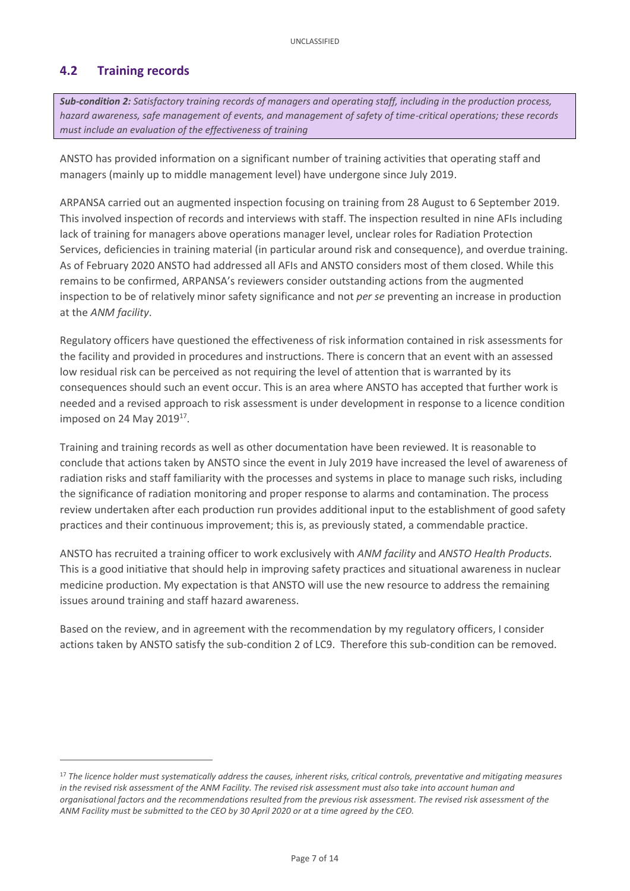## 4.2 Training records

> ***Sub-condition 2:*** *Satisfactory training records of managers and operating staff, including in the production process, hazard awareness, safe management of events, and management of safety of time-critical operations; these records must include an evaluation of the effectiveness of training*

ANSTO has provided information on a significant number of training activities that operating staff and managers (mainly up to middle management level) have undergone since July 2019.

ARPANSA carried out an augmented inspection focusing on training from 28 August to 6 September 2019. This involved inspection of records and interviews with staff. The inspection resulted in nine AFIs including lack of training for managers above operations manager level, unclear roles for Radiation Protection Services, deficiencies in training material (in particular around risk and consequence), and overdue training. As of February 2020 ANSTO had addressed all AFIs and ANSTO considers most of them closed. While this remains to be confirmed, ARPANSA's reviewers consider outstanding actions from the augmented inspection to be of relatively minor safety significance and not *per se* preventing an increase in production at the *ANM facility*.

Regulatory officers have questioned the effectiveness of risk information contained in risk assessments for the facility and provided in procedures and instructions. There is concern that an event with an assessed low residual risk can be perceived as not requiring the level of attention that is warranted by its consequences should such an event occur. This is an area where ANSTO has accepted that further work is needed and a revised approach to risk assessment is under development in response to a licence condition imposed on 24 May 2019[17].

Training and training records as well as other documentation have been reviewed. It is reasonable to conclude that actions taken by ANSTO since the event in July 2019 have increased the level of awareness of radiation risks and staff familiarity with the processes and systems in place to manage such risks, including the significance of radiation monitoring and proper response to alarms and contamination. The process review undertaken after each production run provides additional input to the establishment of good safety practices and their continuous improvement; this is, as previously stated, a commendable practice.

ANSTO has recruited a training officer to work exclusively with *ANM facility* and *ANSTO Health Products.* This is a good initiative that should help in improving safety practices and situational awareness in nuclear medicine production. My expectation is that ANSTO will use the new resource to address the remaining issues around training and staff hazard awareness.

Based on the review, and in agreement with the recommendation by my regulatory officers, I consider actions taken by ANSTO satisfy the sub-condition 2 of LC9. Therefore this sub-condition can be removed.

---

[17] *The licence holder must systematically address the causes, inherent risks, critical controls, preventative and mitigating measures in the revised risk assessment of the ANM Facility. The revised risk assessment must also take into account human and organisational factors and the recommendations resulted from the previous risk assessment. The revised risk assessment of the ANM Facility must be submitted to the CEO by 30 April 2020 or at a time agreed by the CEO.*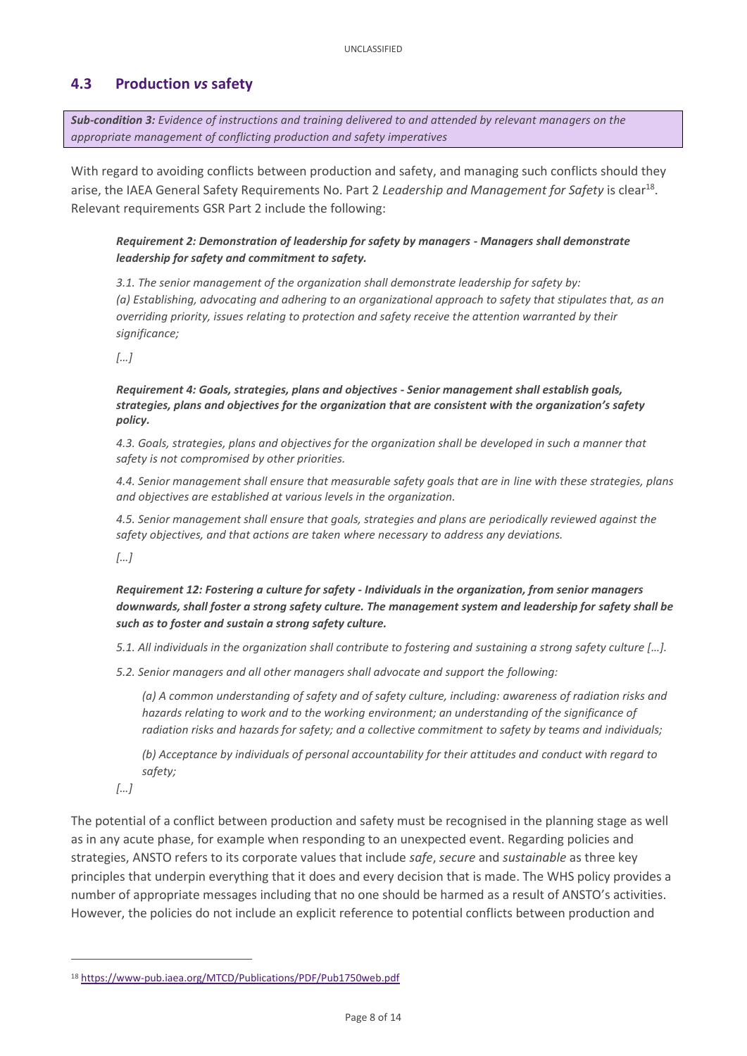## 4.3 Production *vs* safety

***Sub-condition 3:*** *Evidence of instructions and training delivered to and attended by relevant managers on the appropriate management of conflicting production and safety imperatives*

With regard to avoiding conflicts between production and safety, and managing such conflicts should they arise, the IAEA General Safety Requirements No. Part 2 *Leadership and Management for Safety* is clear[18]. Relevant requirements GSR Part 2 include the following:

> ***Requirement 2: Demonstration of leadership for safety by managers - Managers shall demonstrate leadership for safety and commitment to safety.***
>
> *3.1. The senior management of the organization shall demonstrate leadership for safety by:*
> *(a) Establishing, advocating and adhering to an organizational approach to safety that stipulates that, as an overriding priority, issues relating to protection and safety receive the attention warranted by their significance;*
>
> *[…]*
>
> ***Requirement 4: Goals, strategies, plans and objectives - Senior management shall establish goals, strategies, plans and objectives for the organization that are consistent with the organization's safety policy.***
>
> *4.3. Goals, strategies, plans and objectives for the organization shall be developed in such a manner that safety is not compromised by other priorities.*
>
> *4.4. Senior management shall ensure that measurable safety goals that are in line with these strategies, plans and objectives are established at various levels in the organization.*
>
> *4.5. Senior management shall ensure that goals, strategies and plans are periodically reviewed against the safety objectives, and that actions are taken where necessary to address any deviations.*
>
> *[…]*
>
> ***Requirement 12: Fostering a culture for safety - Individuals in the organization, from senior managers downwards, shall foster a strong safety culture. The management system and leadership for safety shall be such as to foster and sustain a strong safety culture.***
>
> *5.1. All individuals in the organization shall contribute to fostering and sustaining a strong safety culture […].*
>
> *5.2. Senior managers and all other managers shall advocate and support the following:*
>
> > *(a) A common understanding of safety and of safety culture, including: awareness of radiation risks and hazards relating to work and to the working environment; an understanding of the significance of radiation risks and hazards for safety; and a collective commitment to safety by teams and individuals;*
> >
> > *(b) Acceptance by individuals of personal accountability for their attitudes and conduct with regard to safety;*
>
> *[…]*

The potential of a conflict between production and safety must be recognised in the planning stage as well as in any acute phase, for example when responding to an unexpected event. Regarding policies and strategies, ANSTO refers to its corporate values that include *safe*, *secure* and *sustainable* as three key principles that underpin everything that it does and every decision that is made. The WHS policy provides a number of appropriate messages including that no one should be harmed as a result of ANSTO's activities. However, the policies do not include an explicit reference to potential conflicts between production and

[18] https://www-pub.iaea.org/MTCD/Publications/PDF/Pub1750web.pdf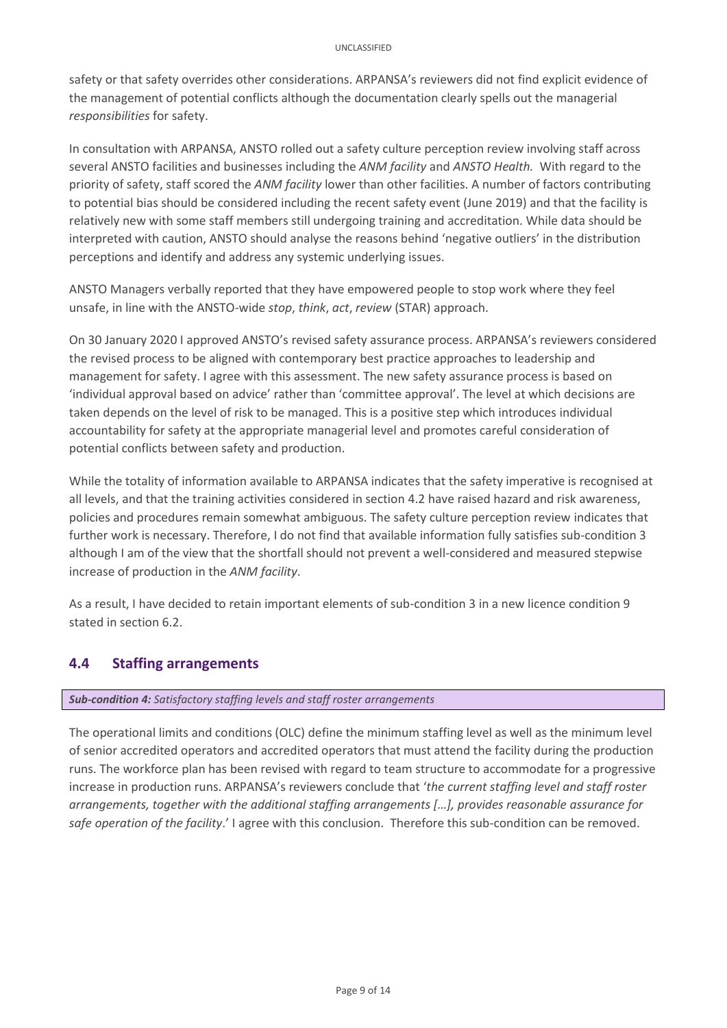safety or that safety overrides other considerations. ARPANSA's reviewers did not find explicit evidence of the management of potential conflicts although the documentation clearly spells out the managerial *responsibilities* for safety.

In consultation with ARPANSA, ANSTO rolled out a safety culture perception review involving staff across several ANSTO facilities and businesses including the *ANM facility* and *ANSTO Health.* With regard to the priority of safety, staff scored the *ANM facility* lower than other facilities. A number of factors contributing to potential bias should be considered including the recent safety event (June 2019) and that the facility is relatively new with some staff members still undergoing training and accreditation. While data should be interpreted with caution, ANSTO should analyse the reasons behind 'negative outliers' in the distribution perceptions and identify and address any systemic underlying issues.

ANSTO Managers verbally reported that they have empowered people to stop work where they feel unsafe, in line with the ANSTO-wide *stop*, *think*, *act*, *review* (STAR) approach.

On 30 January 2020 I approved ANSTO's revised safety assurance process. ARPANSA's reviewers considered the revised process to be aligned with contemporary best practice approaches to leadership and management for safety. I agree with this assessment. The new safety assurance process is based on 'individual approval based on advice' rather than 'committee approval'. The level at which decisions are taken depends on the level of risk to be managed. This is a positive step which introduces individual accountability for safety at the appropriate managerial level and promotes careful consideration of potential conflicts between safety and production.

While the totality of information available to ARPANSA indicates that the safety imperative is recognised at all levels, and that the training activities considered in section 4.2 have raised hazard and risk awareness, policies and procedures remain somewhat ambiguous. The safety culture perception review indicates that further work is necessary. Therefore, I do not find that available information fully satisfies sub-condition 3 although I am of the view that the shortfall should not prevent a well-considered and measured stepwise increase of production in the *ANM facility*.

As a result, I have decided to retain important elements of sub-condition 3 in a new licence condition 9 stated in section 6.2.

## 4.4 Staffing arrangements

***Sub-condition 4:*** *Satisfactory staffing levels and staff roster arrangements*

The operational limits and conditions (OLC) define the minimum staffing level as well as the minimum level of senior accredited operators and accredited operators that must attend the facility during the production runs. The workforce plan has been revised with regard to team structure to accommodate for a progressive increase in production runs. ARPANSA's reviewers conclude that '*the current staffing level and staff roster arrangements, together with the additional staffing arrangements […], provides reasonable assurance for safe operation of the facility*.' I agree with this conclusion. Therefore this sub-condition can be removed.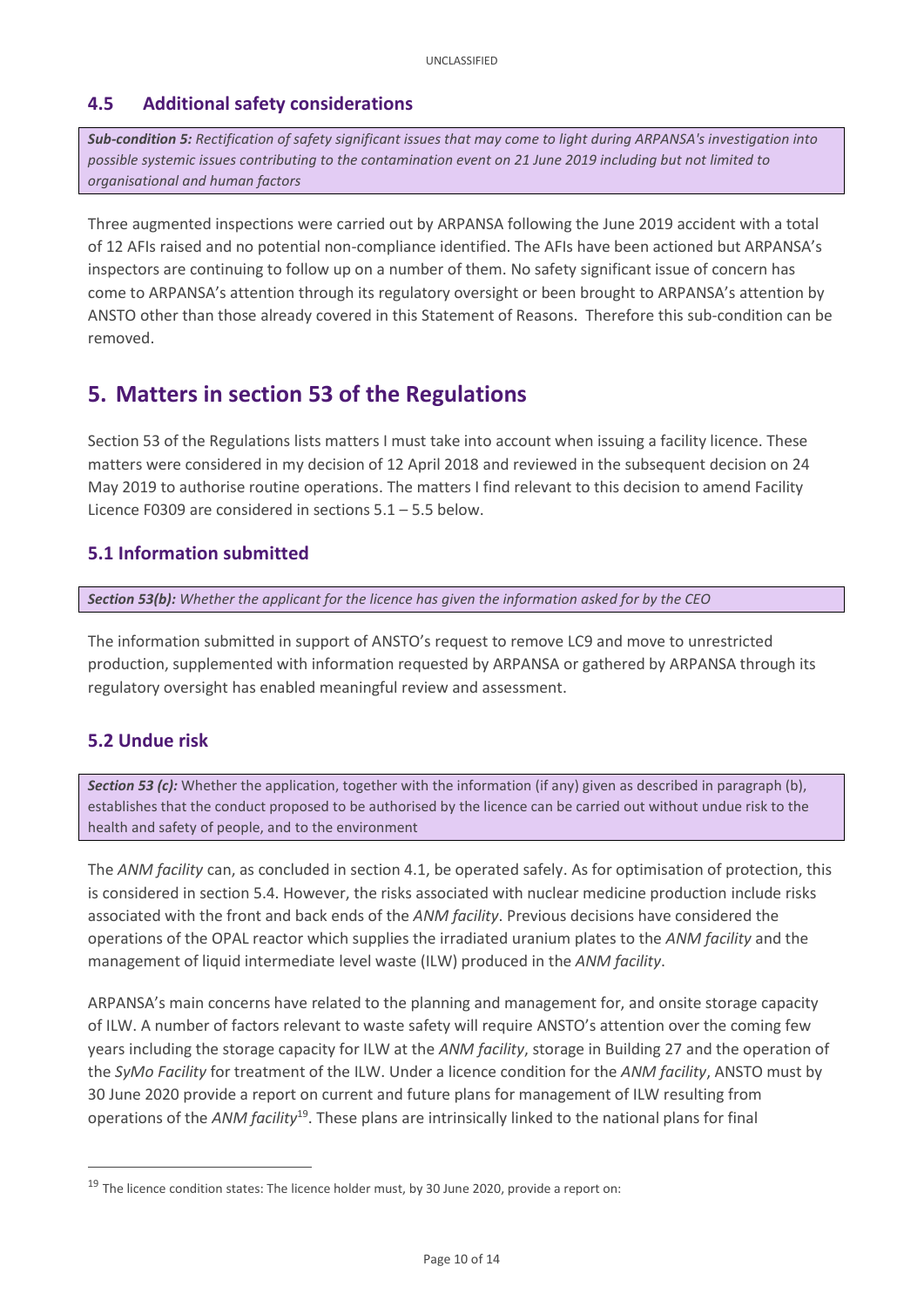## 4.5 Additional safety considerations

> ***Sub-condition 5:*** *Rectification of safety significant issues that may come to light during ARPANSA's investigation into possible systemic issues contributing to the contamination event on 21 June 2019 including but not limited to organisational and human factors*

Three augmented inspections were carried out by ARPANSA following the June 2019 accident with a total of 12 AFIs raised and no potential non-compliance identified. The AFIs have been actioned but ARPANSA's inspectors are continuing to follow up on a number of them. No safety significant issue of concern has come to ARPANSA's attention through its regulatory oversight or been brought to ARPANSA's attention by ANSTO other than those already covered in this Statement of Reasons. Therefore this sub-condition can be removed.

# 5. Matters in section 53 of the Regulations

Section 53 of the Regulations lists matters I must take into account when issuing a facility licence. These matters were considered in my decision of 12 April 2018 and reviewed in the subsequent decision on 24 May 2019 to authorise routine operations. The matters I find relevant to this decision to amend Facility Licence F0309 are considered in sections 5.1 – 5.5 below.

## 5.1 Information submitted

> ***Section 53(b):*** *Whether the applicant for the licence has given the information asked for by the CEO*

The information submitted in support of ANSTO's request to remove LC9 and move to unrestricted production, supplemented with information requested by ARPANSA or gathered by ARPANSA through its regulatory oversight has enabled meaningful review and assessment.

## 5.2 Undue risk

> ***Section 53 (c):*** Whether the application, together with the information (if any) given as described in paragraph (b), establishes that the conduct proposed to be authorised by the licence can be carried out without undue risk to the health and safety of people, and to the environment

The *ANM facility* can, as concluded in section 4.1, be operated safely. As for optimisation of protection, this is considered in section 5.4. However, the risks associated with nuclear medicine production include risks associated with the front and back ends of the *ANM facility*. Previous decisions have considered the operations of the OPAL reactor which supplies the irradiated uranium plates to the *ANM facility* and the management of liquid intermediate level waste (ILW) produced in the *ANM facility*.

ARPANSA's main concerns have related to the planning and management for, and onsite storage capacity of ILW. A number of factors relevant to waste safety will require ANSTO's attention over the coming few years including the storage capacity for ILW at the *ANM facility*, storage in Building 27 and the operation of the *SyMo Facility* for treatment of the ILW. Under a licence condition for the *ANM facility*, ANSTO must by 30 June 2020 provide a report on current and future plans for management of ILW resulting from operations of the *ANM facility*[19]. These plans are intrinsically linked to the national plans for final

---

[19] The licence condition states: The licence holder must, by 30 June 2020, provide a report on: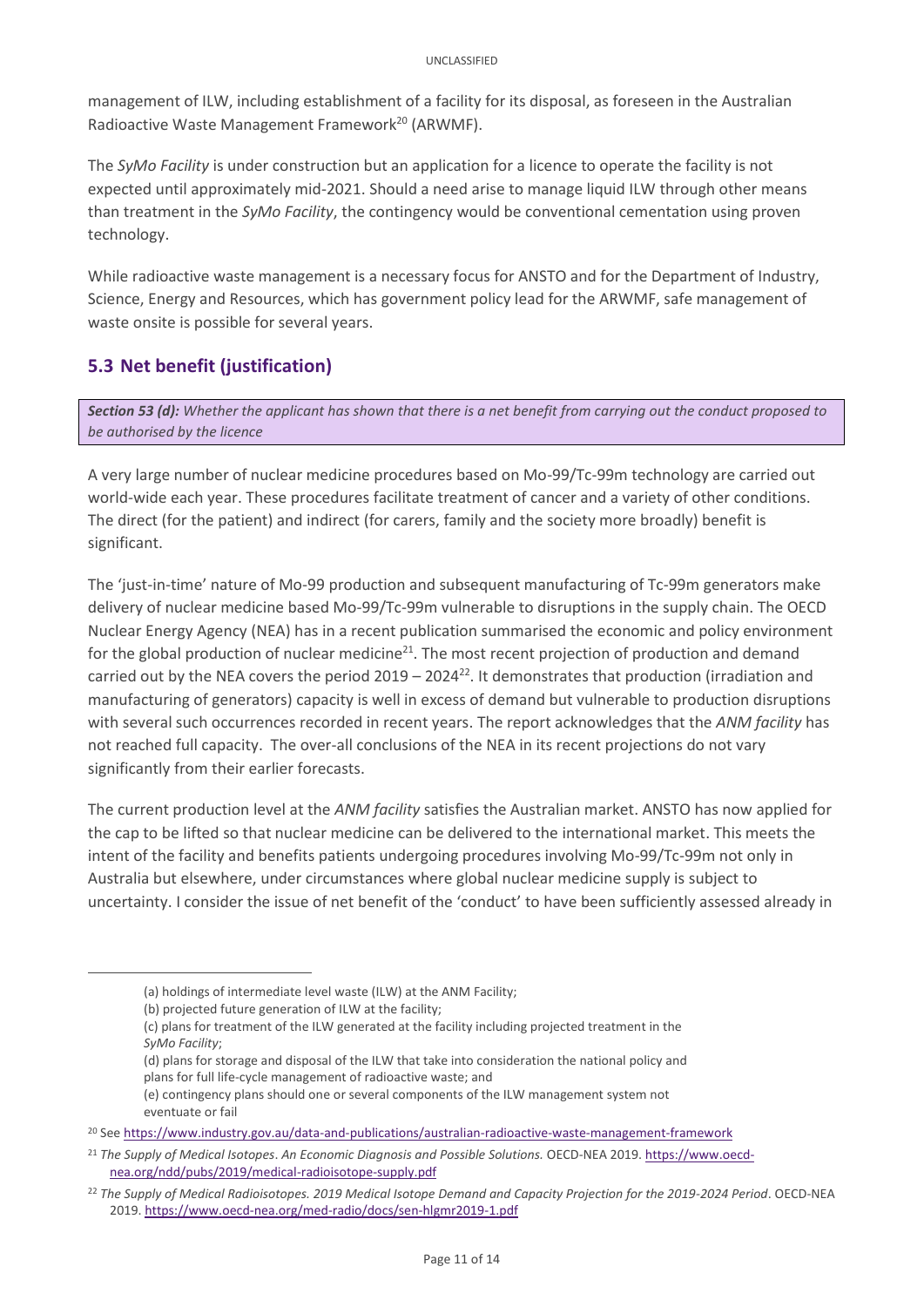management of ILW, including establishment of a facility for its disposal, as foreseen in the Australian Radioactive Waste Management Framework[20] (ARWMF).

The *SyMo Facility* is under construction but an application for a licence to operate the facility is not expected until approximately mid-2021. Should a need arise to manage liquid ILW through other means than treatment in the *SyMo Facility*, the contingency would be conventional cementation using proven technology.

While radioactive waste management is a necessary focus for ANSTO and for the Department of Industry, Science, Energy and Resources, which has government policy lead for the ARWMF, safe management of waste onsite is possible for several years.

## 5.3 Net benefit (justification)

***Section 53 (d):*** *Whether the applicant has shown that there is a net benefit from carrying out the conduct proposed to be authorised by the licence*

A very large number of nuclear medicine procedures based on Mo-99/Tc-99m technology are carried out world-wide each year. These procedures facilitate treatment of cancer and a variety of other conditions. The direct (for the patient) and indirect (for carers, family and the society more broadly) benefit is significant.

The 'just-in-time' nature of Mo-99 production and subsequent manufacturing of Tc-99m generators make delivery of nuclear medicine based Mo-99/Tc-99m vulnerable to disruptions in the supply chain. The OECD Nuclear Energy Agency (NEA) has in a recent publication summarised the economic and policy environment for the global production of nuclear medicine[21]. The most recent projection of production and demand carried out by the NEA covers the period 2019 – 2024[22]. It demonstrates that production (irradiation and manufacturing of generators) capacity is well in excess of demand but vulnerable to production disruptions with several such occurrences recorded in recent years. The report acknowledges that the *ANM facility* has not reached full capacity. The over-all conclusions of the NEA in its recent projections do not vary significantly from their earlier forecasts.

The current production level at the *ANM facility* satisfies the Australian market. ANSTO has now applied for the cap to be lifted so that nuclear medicine can be delivered to the international market. This meets the intent of the facility and benefits patients undergoing procedures involving Mo-99/Tc-99m not only in Australia but elsewhere, under circumstances where global nuclear medicine supply is subject to uncertainty. I consider the issue of net benefit of the 'conduct' to have been sufficiently assessed already in

---

(a) holdings of intermediate level waste (ILW) at the ANM Facility;
(b) projected future generation of ILW at the facility;
(c) plans for treatment of the ILW generated at the facility including projected treatment in the *SyMo Facility*;
(d) plans for storage and disposal of the ILW that take into consideration the national policy and plans for full life-cycle management of radioactive waste; and
(e) contingency plans should one or several components of the ILW management system not eventuate or fail

[20] See https://www.industry.gov.au/data-and-publications/australian-radioactive-waste-management-framework

[21] *The Supply of Medical Isotopes. An Economic Diagnosis and Possible Solutions.* OECD-NEA 2019. https://www.oecd-nea.org/ndd/pubs/2019/medical-radioisotope-supply.pdf

[22] *The Supply of Medical Radioisotopes. 2019 Medical Isotope Demand and Capacity Projection for the 2019-2024 Period*. OECD-NEA 2019. https://www.oecd-nea.org/med-radio/docs/sen-hlgmr2019-1.pdf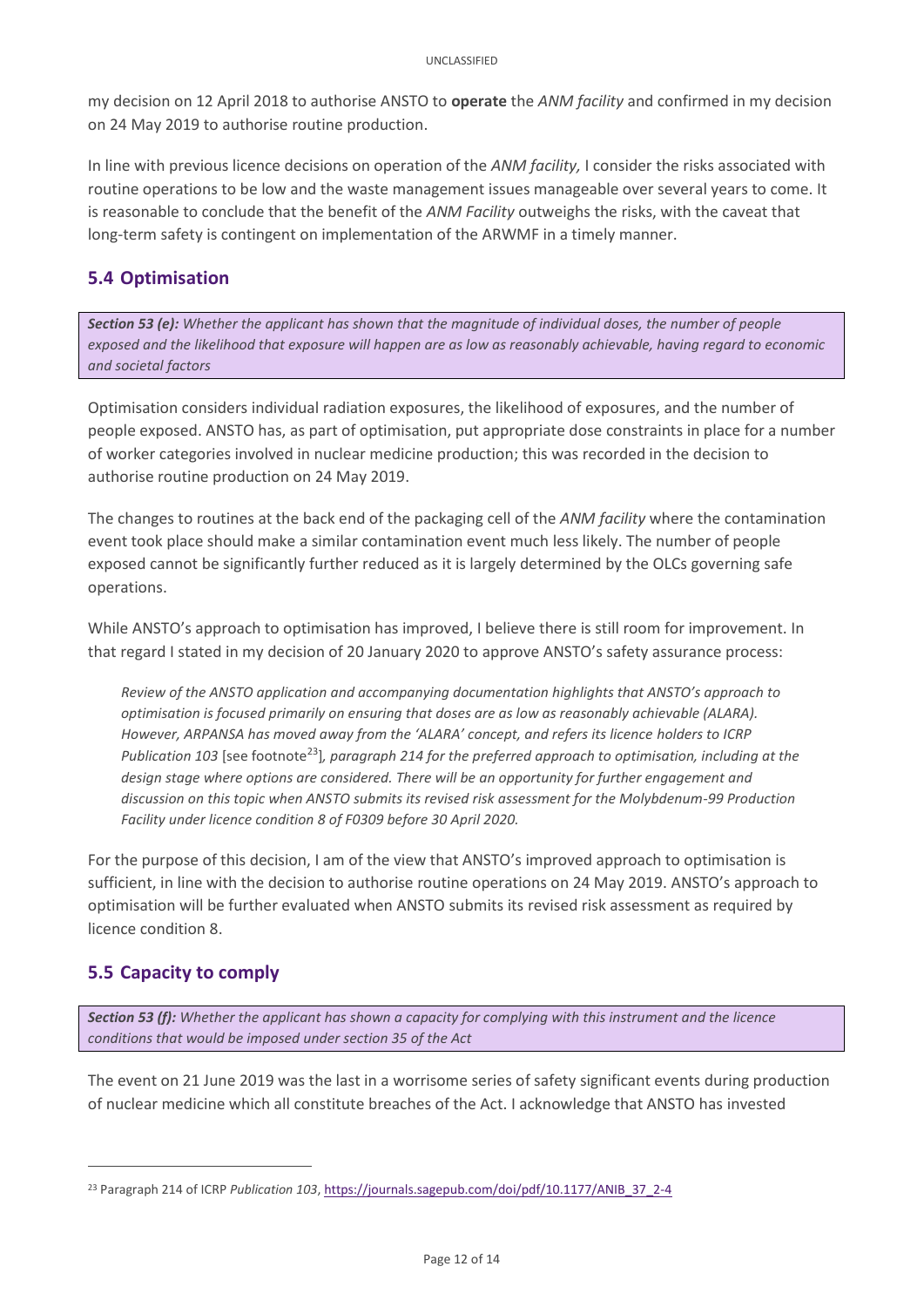my decision on 12 April 2018 to authorise ANSTO to **operate** the *ANM facility* and confirmed in my decision on 24 May 2019 to authorise routine production.

In line with previous licence decisions on operation of the *ANM facility,* I consider the risks associated with routine operations to be low and the waste management issues manageable over several years to come. It is reasonable to conclude that the benefit of the *ANM Facility* outweighs the risks, with the caveat that long-term safety is contingent on implementation of the ARWMF in a timely manner.

## 5.4 Optimisation

***Section 53 (e):*** *Whether the applicant has shown that the magnitude of individual doses, the number of people exposed and the likelihood that exposure will happen are as low as reasonably achievable, having regard to economic and societal factors*

Optimisation considers individual radiation exposures, the likelihood of exposures, and the number of people exposed. ANSTO has, as part of optimisation, put appropriate dose constraints in place for a number of worker categories involved in nuclear medicine production; this was recorded in the decision to authorise routine production on 24 May 2019.

The changes to routines at the back end of the packaging cell of the *ANM facility* where the contamination event took place should make a similar contamination event much less likely. The number of people exposed cannot be significantly further reduced as it is largely determined by the OLCs governing safe operations.

While ANSTO's approach to optimisation has improved, I believe there is still room for improvement. In that regard I stated in my decision of 20 January 2020 to approve ANSTO's safety assurance process:

> *Review of the ANSTO application and accompanying documentation highlights that ANSTO's approach to optimisation is focused primarily on ensuring that doses are as low as reasonably achievable (ALARA). However, ARPANSA has moved away from the 'ALARA' concept, and refers its licence holders to ICRP Publication 103* [see footnote[23]]*, paragraph 214 for the preferred approach to optimisation, including at the design stage where options are considered. There will be an opportunity for further engagement and discussion on this topic when ANSTO submits its revised risk assessment for the Molybdenum-99 Production Facility under licence condition 8 of F0309 before 30 April 2020.*

For the purpose of this decision, I am of the view that ANSTO's improved approach to optimisation is sufficient, in line with the decision to authorise routine operations on 24 May 2019. ANSTO's approach to optimisation will be further evaluated when ANSTO submits its revised risk assessment as required by licence condition 8.

## 5.5 Capacity to comply

***Section 53 (f):*** *Whether the applicant has shown a capacity for complying with this instrument and the licence conditions that would be imposed under section 35 of the Act*

The event on 21 June 2019 was the last in a worrisome series of safety significant events during production of nuclear medicine which all constitute breaches of the Act. I acknowledge that ANSTO has invested

---

[23] Paragraph 214 of ICRP *Publication 103*, https://journals.sagepub.com/doi/pdf/10.1177/ANIB_37_2-4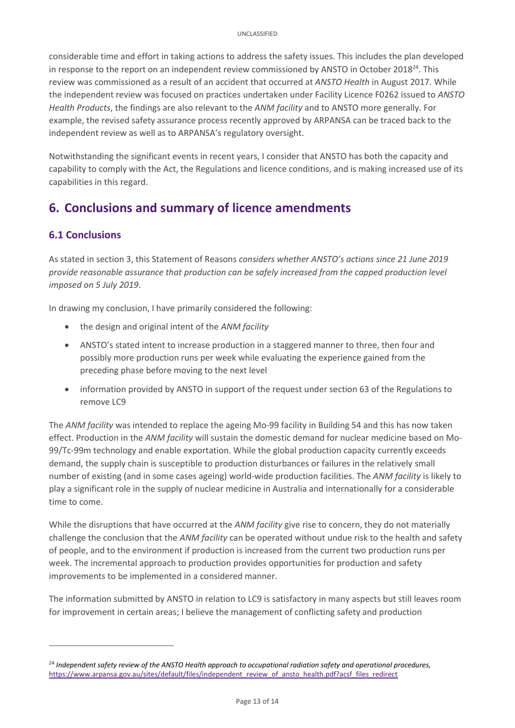considerable time and effort in taking actions to address the safety issues. This includes the plan developed in response to the report on an independent review commissioned by ANSTO in October 2018[24]. This review was commissioned as a result of an accident that occurred at *ANSTO Health* in August 2017. While the independent review was focused on practices undertaken under Facility Licence F0262 issued to *ANSTO Health Products*, the findings are also relevant to the *ANM facility* and to ANSTO more generally. For example, the revised safety assurance process recently approved by ARPANSA can be traced back to the independent review as well as to ARPANSA's regulatory oversight.

Notwithstanding the significant events in recent years, I consider that ANSTO has both the capacity and capability to comply with the Act, the Regulations and licence conditions, and is making increased use of its capabilities in this regard.

## 6. Conclusions and summary of licence amendments

### 6.1 Conclusions

As stated in section 3, this Statement of Reasons *considers whether ANSTO's actions since 21 June 2019 provide reasonable assurance that production can be safely increased from the capped production level imposed on 5 July 2019*.

In drawing my conclusion, I have primarily considered the following:

- the design and original intent of the *ANM facility*
- ANSTO's stated intent to increase production in a staggered manner to three, then four and possibly more production runs per week while evaluating the experience gained from the preceding phase before moving to the next level
- information provided by ANSTO in support of the request under section 63 of the Regulations to remove LC9

The *ANM facility* was intended to replace the ageing Mo-99 facility in Building 54 and this has now taken effect. Production in the *ANM facility* will sustain the domestic demand for nuclear medicine based on Mo-99/Tc-99m technology and enable exportation. While the global production capacity currently exceeds demand, the supply chain is susceptible to production disturbances or failures in the relatively small number of existing (and in some cases ageing) world-wide production facilities. The *ANM facility* is likely to play a significant role in the supply of nuclear medicine in Australia and internationally for a considerable time to come.

While the disruptions that have occurred at the *ANM facility* give rise to concern, they do not materially challenge the conclusion that the *ANM facility* can be operated without undue risk to the health and safety of people, and to the environment if production is increased from the current two production runs per week. The incremental approach to production provides opportunities for production and safety improvements to be implemented in a considered manner.

The information submitted by ANSTO in relation to LC9 is satisfactory in many aspects but still leaves room for improvement in certain areas; I believe the management of conflicting safety and production

---

[24] *Independent safety review of the ANSTO Health approach to occupational radiation safety and operational procedures,* https://www.arpansa.gov.au/sites/default/files/independent_review_of_ansto_health.pdf?acsf_files_redirect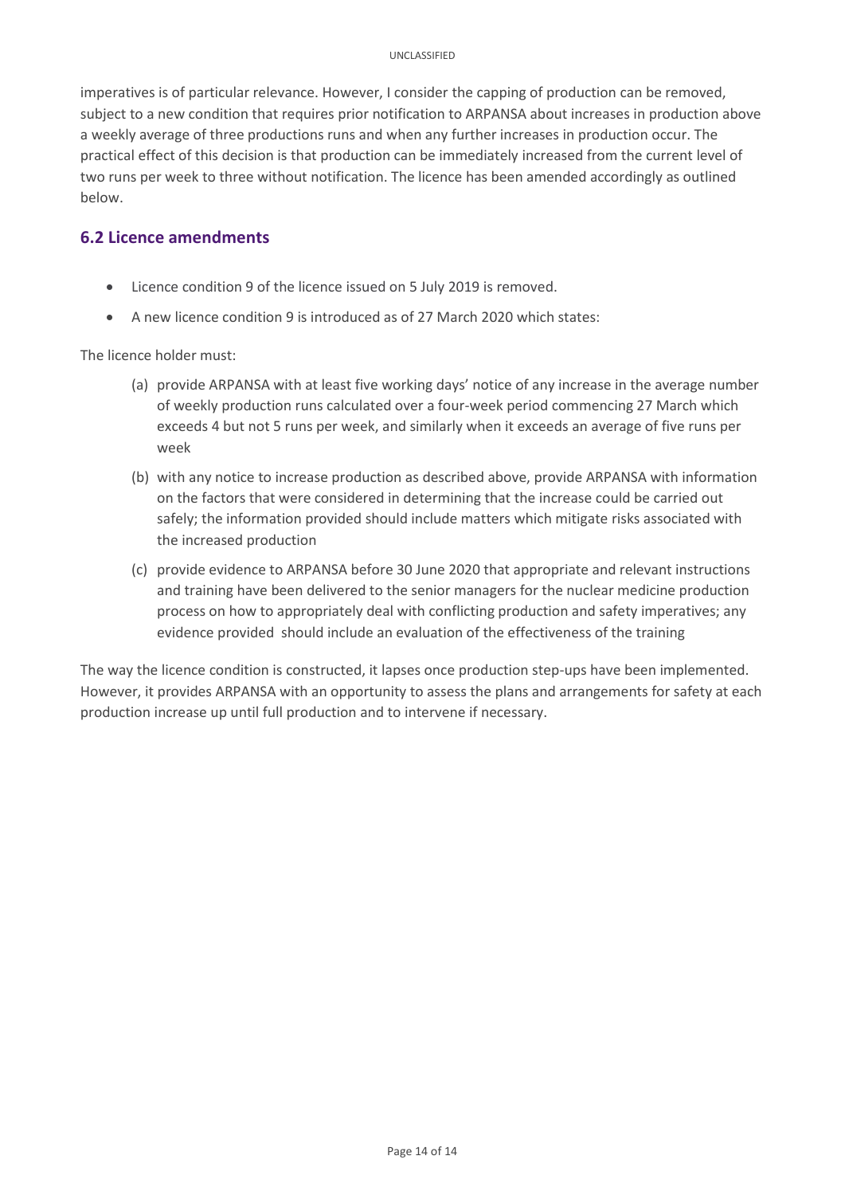imperatives is of particular relevance. However, I consider the capping of production can be removed, subject to a new condition that requires prior notification to ARPANSA about increases in production above a weekly average of three productions runs and when any further increases in production occur. The practical effect of this decision is that production can be immediately increased from the current level of two runs per week to three without notification. The licence has been amended accordingly as outlined below.

## 6.2 Licence amendments

- Licence condition 9 of the licence issued on 5 July 2019 is removed.
- A new licence condition 9 is introduced as of 27 March 2020 which states:

The licence holder must:

(a) provide ARPANSA with at least five working days' notice of any increase in the average number of weekly production runs calculated over a four-week period commencing 27 March which exceeds 4 but not 5 runs per week, and similarly when it exceeds an average of five runs per week

(b) with any notice to increase production as described above, provide ARPANSA with information on the factors that were considered in determining that the increase could be carried out safely; the information provided should include matters which mitigate risks associated with the increased production

(c) provide evidence to ARPANSA before 30 June 2020 that appropriate and relevant instructions and training have been delivered to the senior managers for the nuclear medicine production process on how to appropriately deal with conflicting production and safety imperatives; any evidence provided should include an evaluation of the effectiveness of the training

The way the licence condition is constructed, it lapses once production step-ups have been implemented. However, it provides ARPANSA with an opportunity to assess the plans and arrangements for safety at each production increase up until full production and to intervene if necessary.